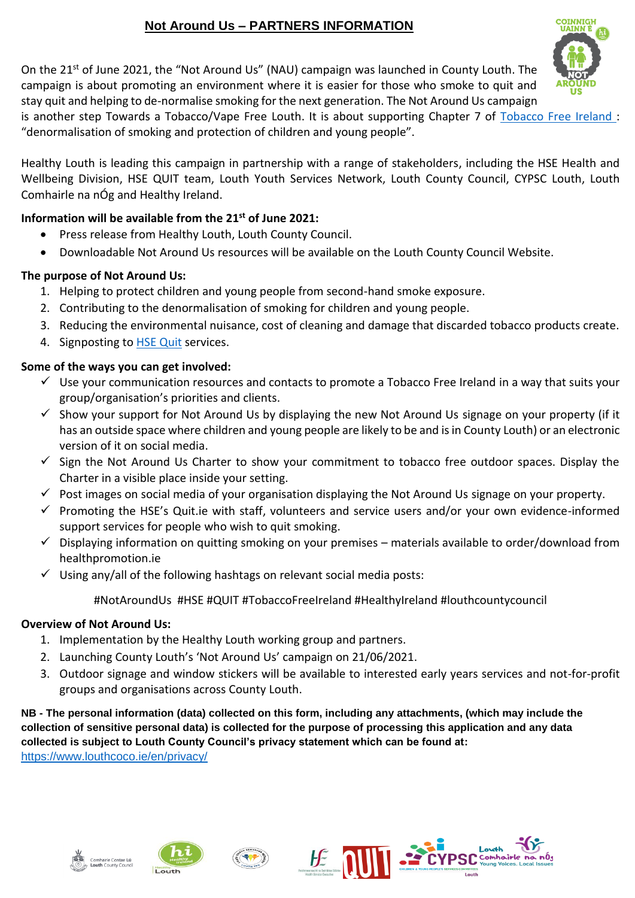# Not Around Us – PARTNERS INFORMATION

On the 21st of June 2021, the "Not Around Us" (NAU) campaign was launched in County Louth. The campaign is about promoting an environment where it is easier for those who smoke to quit and stay quit and helping to de-normalise smoking for the next generation. The Not Around Us campaign is another step Towards a Tobacco/Vape Free Louth. It is about supporting Chapter 7 of Tobacco Free Ireland : "denormalisation of smoking and protection of children and young people".

Healthy Louth is leading this campaign in partnership with a range of stakeholders, including the HSE Health and Wellbeing Division, HSE QUIT team, Louth Youth Services Network, Louth County Council, CYPSC Louth, Louth Comhairle na nÓg and Healthy Ireland.

**Information will be available from the 21st of June 2021:**

- Press release from Healthy Louth, Louth County Council.
- Downloadable Not Around Us resources will be available on the Louth County Council Website.

**The purpose of Not Around Us:**

1. Helping to protect children and young people from second-hand smoke exposure.
2. Contributing to the denormalisation of smoking for children and young people.
3. Reducing the environmental nuisance, cost of cleaning and damage that discarded tobacco products create.
4. Signposting to HSE Quit services.

**Some of the ways you can get involved:**

- ✓ Use your communication resources and contacts to promote a Tobacco Free Ireland in a way that suits your group/organisation's priorities and clients.
- ✓ Show your support for Not Around Us by displaying the new Not Around Us signage on your property (if it has an outside space where children and young people are likely to be and is in County Louth) or an electronic version of it on social media.
- ✓ Sign the Not Around Us Charter to show your commitment to tobacco free outdoor spaces. Display the Charter in a visible place inside your setting.
- ✓ Post images on social media of your organisation displaying the Not Around Us signage on your property.
- ✓ Promoting the HSE's Quit.ie with staff, volunteers and service users and/or your own evidence-informed support services for people who wish to quit smoking.
- ✓ Displaying information on quitting smoking on your premises – materials available to order/download from healthpromotion.ie
- ✓ Using any/all of the following hashtags on relevant social media posts:

#NotAroundUs #HSE #QUIT #TobaccoFreeIreland #HealthyIreland #louthcountycouncil

**Overview of Not Around Us:**

1. Implementation by the Healthy Louth working group and partners.
2. Launching County Louth's 'Not Around Us' campaign on 21/06/2021.
3. Outdoor signage and window stickers will be available to interested early years services and not-for-profit groups and organisations across County Louth.

**NB - The personal information (data) collected on this form, including any attachments, (which may include the collection of sensitive personal data) is collected for the purpose of processing this application and any data collected is subject to Louth County Council's privacy statement which can be found at:**
https://www.louthcoco.ie/en/privacy/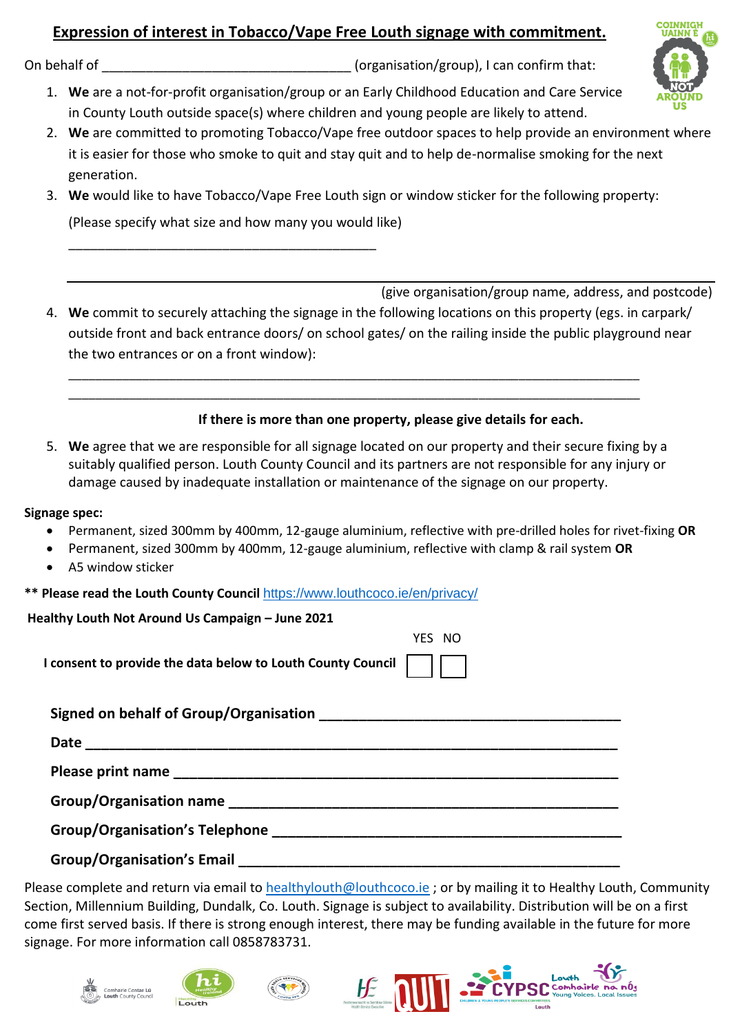## Expression of interest in Tobacco/Vape Free Louth signage with commitment.

On behalf of ___________________________________ (organisation/group), I can confirm that:

1. **We** are a not-for-profit organisation/group or an Early Childhood Education and Care Service in County Louth outside space(s) where children and young people are likely to attend.
2. **We** are committed to promoting Tobacco/Vape free outdoor spaces to help provide an environment where it is easier for those who smoke to quit and stay quit and to help de-normalise smoking for the next generation.
3. **We** would like to have Tobacco/Vape Free Louth sign or window sticker for the following property:

   (Please specify what size and how many you would like)

   _____________________________________________

   _____________________________________________ (give organisation/group name, address, and postcode)

4. **We** commit to securely attaching the signage in the following locations on this property (egs. in carpark/ outside front and back entrance doors/ on school gates/ on the railing inside the public playground near the two entrances or on a front window):

   _____________________________________________________________________________________

   _____________________________________________________________________________________

   **If there is more than one property, please give details for each.**

5. **We** agree that we are responsible for all signage located on our property and their secure fixing by a suitably qualified person. Louth County Council and its partners are not responsible for any injury or damage caused by inadequate installation or maintenance of the signage on our property.

**Signage spec:**

- Permanent, sized 300mm by 400mm, 12-gauge aluminium, reflective with pre-drilled holes for rivet-fixing **OR**
- Permanent, sized 300mm by 400mm, 12-gauge aluminium, reflective with clamp & rail system **OR**
- A5 window sticker

**\*\* Please read the Louth County Council** https://www.louthcoco.ie/en/privacy/

**Healthy Louth Not Around Us Campaign – June 2021**

| | YES | NO |
|---|---|---|
| **I consent to provide the data below to Louth County Council** | ☐ | ☐ |

**Signed on behalf of Group/Organisation** _______________________________________

**Date** _______________________________________________________________

**Please print name** _______________________________________________________

**Group/Organisation name** _________________________________________________

**Group/Organisation's Telephone** ___________________________________________

**Group/Organisation's Email** _______________________________________________

Please complete and return via email to healthylouth@louthcoco.ie ; or by mailing it to Healthy Louth, Community Section, Millennium Building, Dundalk, Co. Louth. Signage is subject to availability. Distribution will be on a first come first served basis. If there is strong enough interest, there may be funding available in the future for more signage. For more information call 0858783731.